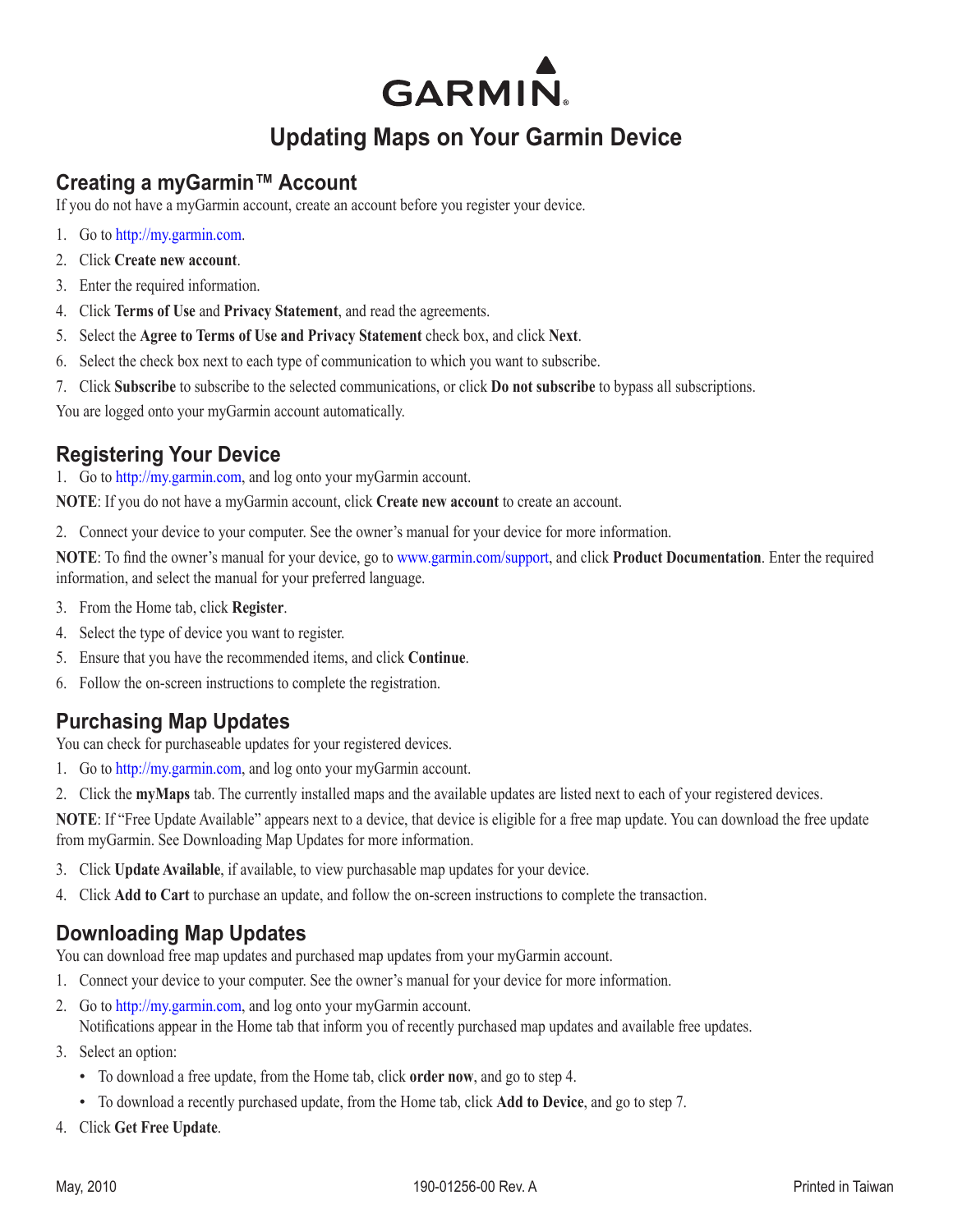# GARMIN

# Updating Maps on Your Garmin Device

## Creating a myGarmin™ Account

If you do not have a myGarmin account, create an account before you register your device.

1. Go to http://my.garmin.com.
2. Click **Create new account**.
3. Enter the required information.
4. Click **Terms of Use** and **Privacy Statement**, and read the agreements.
5. Select the **Agree to Terms of Use and Privacy Statement** check box, and click **Next**.
6. Select the check box next to each type of communication to which you want to subscribe.
7. Click **Subscribe** to subscribe to the selected communications, or click **Do not subscribe** to bypass all subscriptions.

You are logged onto your myGarmin account automatically.

## Registering Your Device

1. Go to http://my.garmin.com, and log onto your myGarmin account.

**NOTE**: If you do not have a myGarmin account, click **Create new account** to create an account.

2. Connect your device to your computer. See the owner's manual for your device for more information.

**NOTE**: To find the owner's manual for your device, go to www.garmin.com/support, and click **Product Documentation**. Enter the required information, and select the manual for your preferred language.

3. From the Home tab, click **Register**.
4. Select the type of device you want to register.
5. Ensure that you have the recommended items, and click **Continue**.
6. Follow the on-screen instructions to complete the registration.

## Purchasing Map Updates

You can check for purchaseable updates for your registered devices.

1. Go to http://my.garmin.com, and log onto your myGarmin account.
2. Click the **myMaps** tab. The currently installed maps and the available updates are listed next to each of your registered devices.

**NOTE**: If "Free Update Available" appears next to a device, that device is eligible for a free map update. You can download the free update from myGarmin. See Downloading Map Updates for more information.

3. Click **Update Available**, if available, to view purchasable map updates for your device.
4. Click **Add to Cart** to purchase an update, and follow the on-screen instructions to complete the transaction.

## Downloading Map Updates

You can download free map updates and purchased map updates from your myGarmin account.

1. Connect your device to your computer. See the owner's manual for your device for more information.
2. Go to http://my.garmin.com, and log onto your myGarmin account.
   Notifications appear in the Home tab that inform you of recently purchased map updates and available free updates.
3. Select an option:
   - To download a free update, from the Home tab, click **order now**, and go to step 4.
   - To download a recently purchased update, from the Home tab, click **Add to Device**, and go to step 7.
4. Click **Get Free Update**.

May, 2010 190-01256-00 Rev. A Printed in Taiwan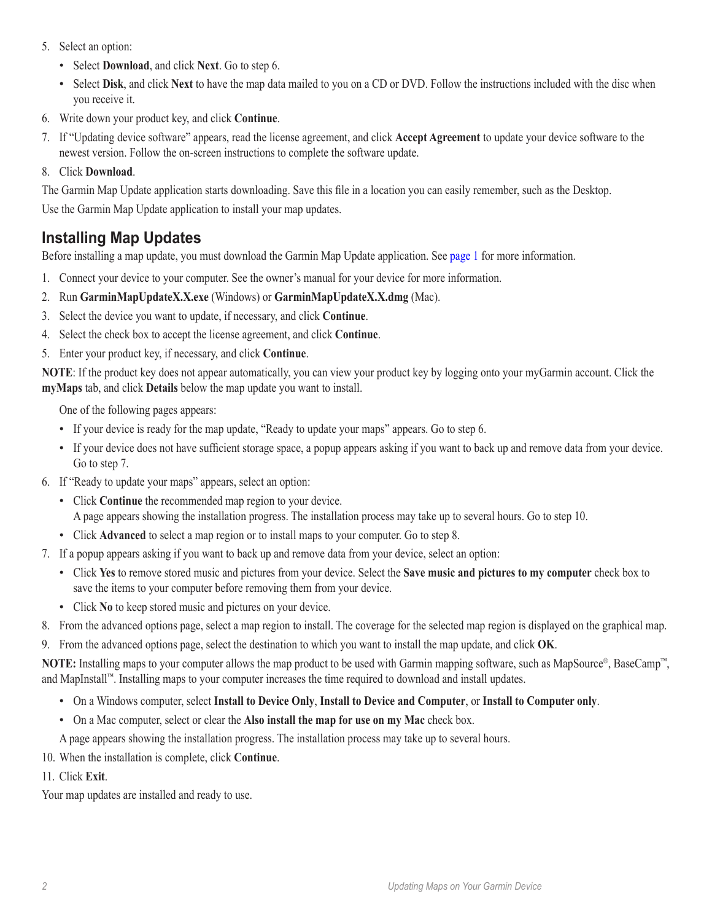5. Select an option:
   - Select **Download**, and click **Next**. Go to step 6.
   - Select **Disk**, and click **Next** to have the map data mailed to you on a CD or DVD. Follow the instructions included with the disc when you receive it.
6. Write down your product key, and click **Continue**.
7. If "Updating device software" appears, read the license agreement, and click **Accept Agreement** to update your device software to the newest version. Follow the on-screen instructions to complete the software update.
8. Click **Download**.

The Garmin Map Update application starts downloading. Save this file in a location you can easily remember, such as the Desktop.

Use the Garmin Map Update application to install your map updates.

## Installing Map Updates

Before installing a map update, you must download the Garmin Map Update application. See page 1 for more information.

1. Connect your device to your computer. See the owner's manual for your device for more information.
2. Run **GarminMapUpdateX.X.exe** (Windows) or **GarminMapUpdateX.X.dmg** (Mac).
3. Select the device you want to update, if necessary, and click **Continue**.
4. Select the check box to accept the license agreement, and click **Continue**.
5. Enter your product key, if necessary, and click **Continue**.

**NOTE**: If the product key does not appear automatically, you can view your product key by logging onto your myGarmin account. Click the **myMaps** tab, and click **Details** below the map update you want to install.

   One of the following pages appears:
   - If your device is ready for the map update, "Ready to update your maps" appears. Go to step 6.
   - If your device does not have sufficient storage space, a popup appears asking if you want to back up and remove data from your device. Go to step 7.
6. If "Ready to update your maps" appears, select an option:
   - Click **Continue** the recommended map region to your device.
     A page appears showing the installation progress. The installation process may take up to several hours. Go to step 10.
   - Click **Advanced** to select a map region or to install maps to your computer. Go to step 8.
7. If a popup appears asking if you want to back up and remove data from your device, select an option:
   - Click **Yes** to remove stored music and pictures from your device. Select the **Save music and pictures to my computer** check box to save the items to your computer before removing them from your device.
   - Click **No** to keep stored music and pictures on your device.
8. From the advanced options page, select a map region to install. The coverage for the selected map region is displayed on the graphical map.
9. From the advanced options page, select the destination to which you want to install the map update, and click **OK**.

**NOTE:** Installing maps to your computer allows the map product to be used with Garmin mapping software, such as MapSource®, BaseCamp™, and MapInstall™. Installing maps to your computer increases the time required to download and install updates.

   - On a Windows computer, select **Install to Device Only**, **Install to Device and Computer**, or **Install to Computer only**.
   - On a Mac computer, select or clear the **Also install the map for use on my Mac** check box.

   A page appears showing the installation progress. The installation process may take up to several hours.
10. When the installation is complete, click **Continue**.
11. Click **Exit**.

Your map updates are installed and ready to use.